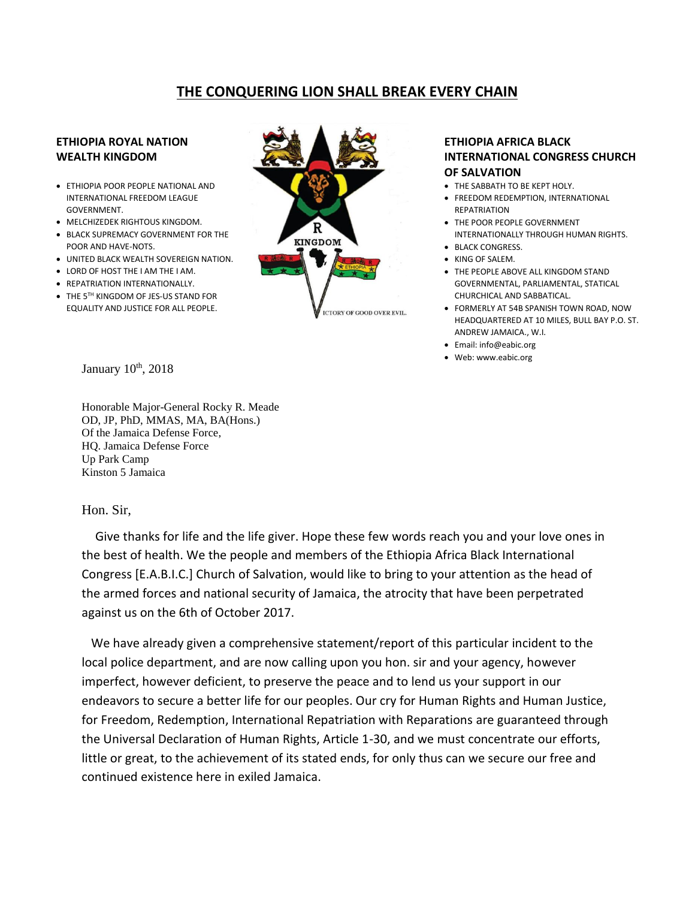# THE CONQUERING LION SHALL BREAK EVERY CHAIN

**ETHIOPIA ROYAL NATION WEALTH KINGDOM**

- ETHIOPIA POOR PEOPLE NATIONAL AND INTERNATIONAL FREEDOM LEAGUE GOVERNMENT.
- MELCHIZEDEK RIGHTOUS KINGDOM.
- BLACK SUPREMACY GOVERNMENT FOR THE POOR AND HAVE-NOTS.
- UNITED BLACK WEALTH SOVEREIGN NATION.
- LORD OF HOST THE I AM THE I AM.
- REPATRIATION INTERNATIONALLY.
- THE 5TH KINGDOM OF JES-US STAND FOR EQUALITY AND JUSTICE FOR ALL PEOPLE.

R KINGDOM

VICTORY OF GOOD OVER EVIL.

**ETHIOPIA AFRICA BLACK INTERNATIONAL CONGRESS CHURCH OF SALVATION**

- THE SABBATH TO BE KEPT HOLY.
- FREEDOM REDEMPTION, INTERNATIONAL REPATRIATION
- THE POOR PEOPLE GOVERNMENT INTERNATIONALLY THROUGH HUMAN RIGHTS.
- BLACK CONGRESS.
- KING OF SALEM.
- THE PEOPLE ABOVE ALL KINGDOM STAND GOVERNMENTAL, PARLIAMENTAL, STATICAL CHURCHICAL AND SABBATICAL.
- FORMERLY AT 54B SPANISH TOWN ROAD, NOW HEADQUARTERED AT 10 MILES, BULL BAY P.O. ST. ANDREW JAMAICA., W.I.
- Email: info@eabic.org
- Web: www.eabic.org

January 10th, 2018

Honorable Major-General Rocky R. Meade  
OD, JP, PhD, MMAS, MA, BA(Hons.)  
Of the Jamaica Defense Force,  
HQ. Jamaica Defense Force  
Up Park Camp  
Kinston 5 Jamaica

Hon. Sir,

Give thanks for life and the life giver. Hope these few words reach you and your love ones in the best of health. We the people and members of the Ethiopia Africa Black International Congress [E.A.B.I.C.] Church of Salvation, would like to bring to your attention as the head of the armed forces and national security of Jamaica, the atrocity that have been perpetrated against us on the 6th of October 2017.

We have already given a comprehensive statement/report of this particular incident to the local police department, and are now calling upon you hon. sir and your agency, however imperfect, however deficient, to preserve the peace and to lend us your support in our endeavors to secure a better life for our peoples. Our cry for Human Rights and Human Justice, for Freedom, Redemption, International Repatriation with Reparations are guaranteed through the Universal Declaration of Human Rights, Article 1-30, and we must concentrate our efforts, little or great, to the achievement of its stated ends, for only thus can we secure our free and continued existence here in exiled Jamaica.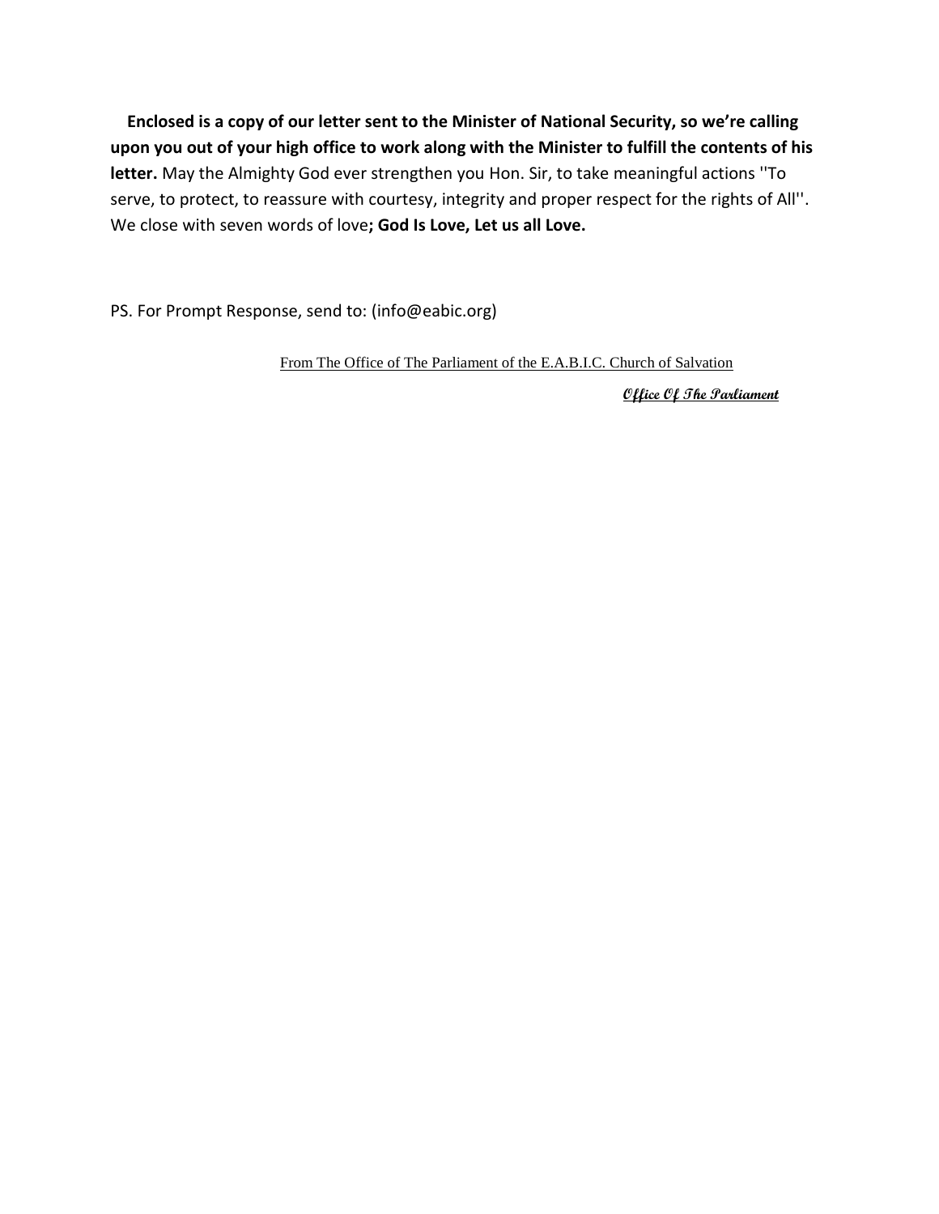**Enclosed is a copy of our letter sent to the Minister of National Security, so we're calling upon you out of your high office to work along with the Minister to fulfill the contents of his letter.** May the Almighty God ever strengthen you Hon. Sir, to take meaningful actions ''To serve, to protect, to reassure with courtesy, integrity and proper respect for the rights of All''. We close with seven words of love**; God Is Love, Let us all Love.**

PS. For Prompt Response, send to: (info@eabic.org)

From The Office of The Parliament of the E.A.B.I.C. Church of Salvation

***Office Of The Parliament***